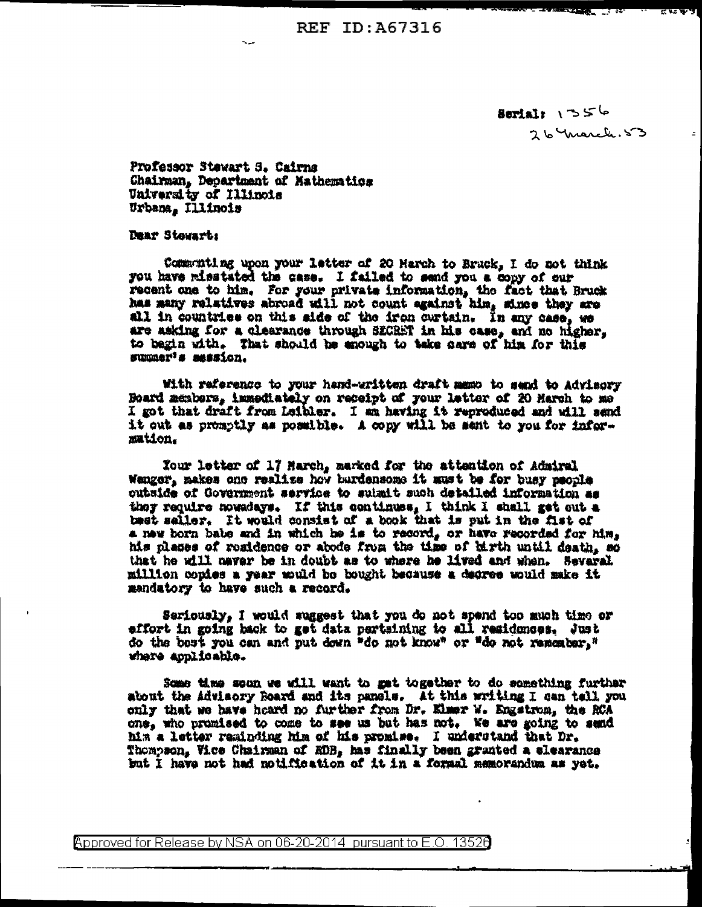Serial: 1356
26 March. 53

Professor Stewart S. Cairns
Chairman, Department of Mathematics
University of Illinois
Urbana, Illinois

Dear Stewart:

Commenting upon your letter of 20 March to Bruck, I do not think you have misstated the case. I failed to send you a copy of our recent one to him. For your private information, the fact that Bruck has many relatives abroad will not count against him, since they are all in countries on this side of the iron curtain. In any case, we are asking for a clearance through SECRET in his case, and no higher, to begin with. That should be enough to take care of him for this summer's session.

With reference to your hand-written draft memo to send to Advisory Board members, immediately on receipt of your letter of 20 March to me I got that draft from Leibler. I am having it reproduced and will send it out as promptly as possible. A copy will be sent to you for information.

Your letter of 17 March, marked for the attention of Admiral Wenger, makes one realize how burdensome it must be for busy people outside of Government service to submit such detailed information as they require nowadays. If this continues, I think I shall get out a best seller. It would consist of a book that is put in the fist of a new born babe and in which he is to record, or have recorded for him, his places of residence or abode from the time of birth until death, so that he will never be in doubt as to where he lived and when. Several million copies a year would be bought because a decree would make it mandatory to have such a record.

Seriously, I would suggest that you do not spend too much time or effort in going back to get data pertaining to all residences. Just do the best you can and put down "do not know" or "do not remember," where applicable.

Some time soon we will want to get together to do something further about the Advisory Board and its panels. At this writing I can tell you only that we have heard no further from Dr. Elmer W. Engstrom, the RCA one, who promised to come to see us but has not. We are going to send him a letter reminding him of his promise. I understand that Dr. Thompson, Vice Chairman of RDB, has finally been granted a clearance but I have not had notification of it in a formal memorandum as yet.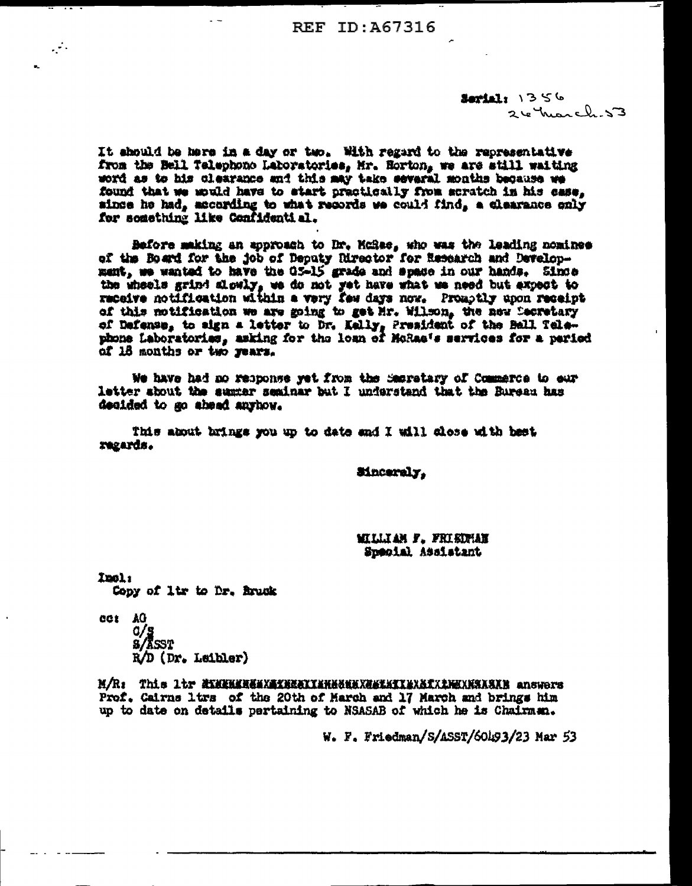REF ID:A67316

Serial: 1356
24 March 53

It should be here in a day or two. With regard to the representative from the Bell Telephone Laboratories, Mr. Horton, we are still waiting word as to his clearance and this may take several months because we found that we would have to start practically from scratch in his case, since he had, according to what records we could find, a clearance only for something like Confidential.

Before making an approach to Dr. McRae, who was the leading nominee of the Board for the job of Deputy Director for Research and Development, we wanted to have the GS-15 grade and space in our hands. Since the wheels grind slowly, we do not yet have what we need but expect to receive notification within a very few days now. Promptly upon receipt of this notification we are going to get Mr. Wilson, the new Secretary of Defense, to sign a letter to Dr. Kelly, President of the Bell Telephone Laboratories, asking for the loan of McRae's services for a period of 18 months or two years.

We have had no response yet from the Secretary of Commerce to our letter about the summer seminar but I understand that the Bureau has decided to go ahead anyhow.

This about brings you up to date and I will close with best regards.

Sincerely,

WILLIAM F. FRIEDMAN
Special Assistant

Incl:
Copy of ltr to Dr. Bruck

cc: AG
C/S
S/ASST
R/D (Dr. Leibler)

M/R: This ltr XXXXXXXXXXXXXXXXXXXXXXXXXXXXXXXXXXXXXXXXXXXXXXXX answers Prof. Cairns ltrs of the 20th of March and 17 March and brings him up to date on details pertaining to NSASAB of which he is Chairman.

W. F. Friedman/S/ASST/60493/23 Mar 53